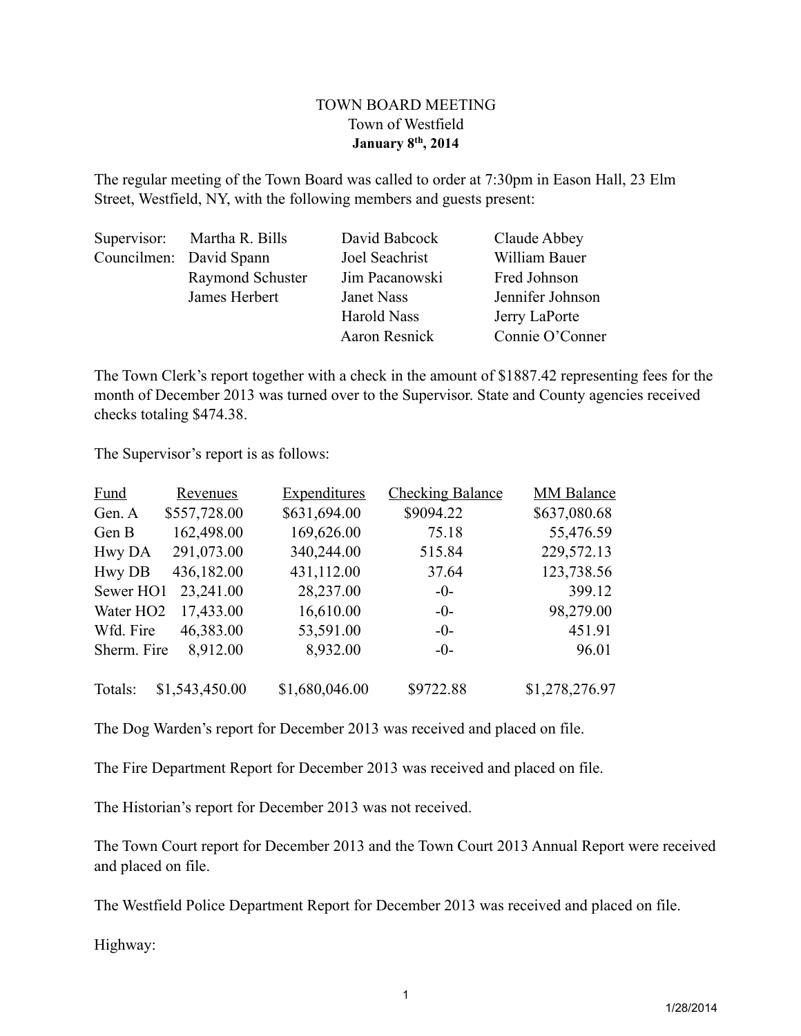# TOWN BOARD MEETING
## Town of Westfield
**January 8th, 2014**

The regular meeting of the Town Board was called to order at 7:30pm in Eason Hall, 23 Elm Street, Westfield, NY, with the following members and guests present:

| | | | |
|---|---|---|---|
| Supervisor: | Martha R. Bills | David Babcock | Claude Abbey |
| Councilmen: | David Spann | Joel Seachrist | William Bauer |
| | Raymond Schuster | Jim Pacanowski | Fred Johnson |
| | James Herbert | Janet Nass | Jennifer Johnson |
| | | Harold Nass | Jerry LaPorte |
| | | Aaron Resnick | Connie O'Conner |

The Town Clerk's report together with a check in the amount of $1887.42 representing fees for the month of December 2013 was turned over to the Supervisor. State and County agencies received checks totaling $474.38.

The Supervisor's report is as follows:

| Fund | Revenues | Expenditures | Checking Balance | MM Balance |
|---|---|---|---|---|
| Gen. A | $557,728.00 | $631,694.00 | $9094.22 | $637,080.68 |
| Gen B | 162,498.00 | 169,626.00 | 75.18 | 55,476.59 |
| Hwy DA | 291,073.00 | 340,244.00 | 515.84 | 229,572.13 |
| Hwy DB | 436,182.00 | 431,112.00 | 37.64 | 123,738.56 |
| Sewer HO1 | 23,241.00 | 28,237.00 | -0- | 399.12 |
| Water HO2 | 17,433.00 | 16,610.00 | -0- | 98,279.00 |
| Wfd. Fire | 46,383.00 | 53,591.00 | -0- | 451.91 |
| Sherm. Fire | 8,912.00 | 8,932.00 | -0- | 96.01 |
| Totals: | $1,543,450.00 | $1,680,046.00 | $9722.88 | $1,278,276.97 |

The Dog Warden's report for December 2013 was received and placed on file.

The Fire Department Report for December 2013 was received and placed on file.

The Historian's report for December 2013 was not received.

The Town Court report for December 2013 and the Town Court 2013 Annual Report were received and placed on file.

The Westfield Police Department Report for December 2013 was received and placed on file.

Highway: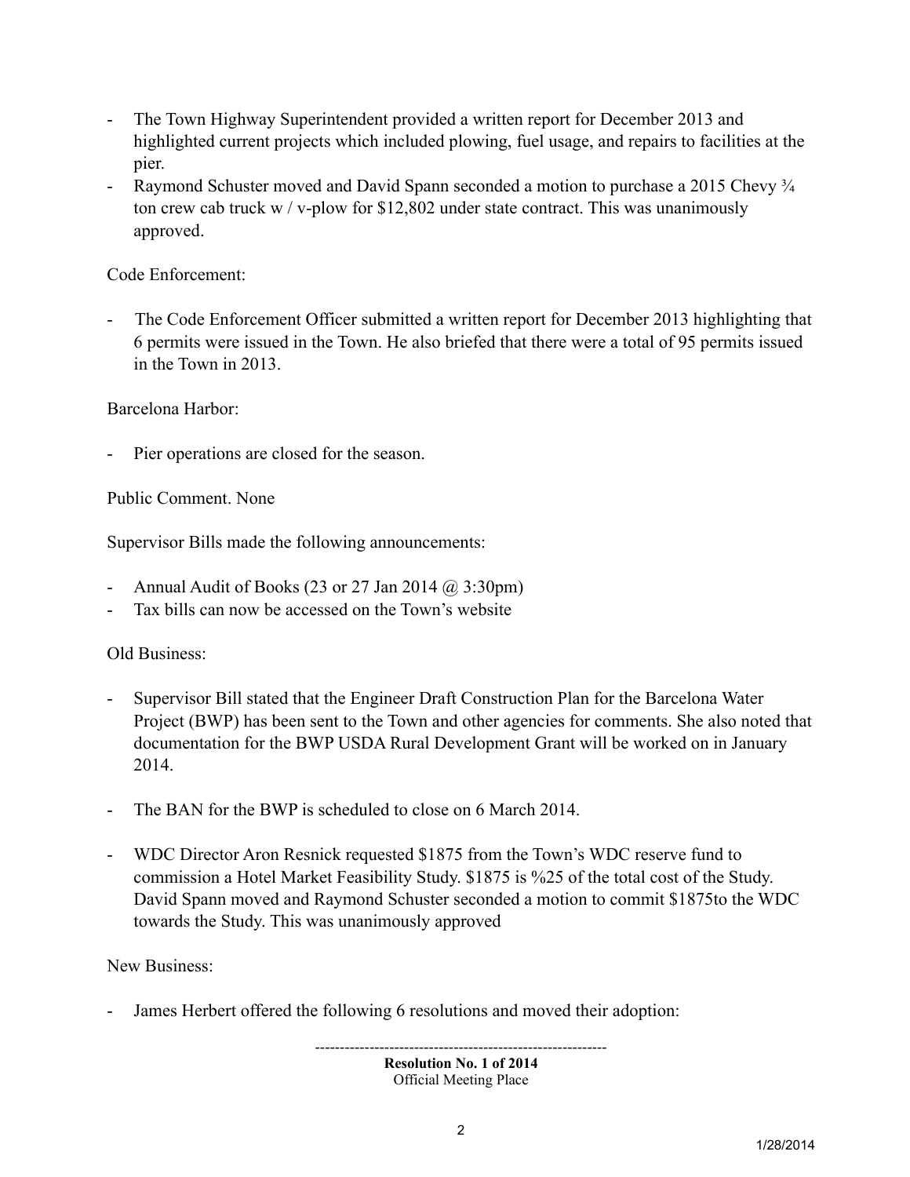- The Town Highway Superintendent provided a written report for December 2013 and highlighted current projects which included plowing, fuel usage, and repairs to facilities at the pier.
- Raymond Schuster moved and David Spann seconded a motion to purchase a 2015 Chevy ¾ ton crew cab truck w / v-plow for $12,802 under state contract. This was unanimously approved.

Code Enforcement:

- The Code Enforcement Officer submitted a written report for December 2013 highlighting that 6 permits were issued in the Town. He also briefed that there were a total of 95 permits issued in the Town in 2013.

Barcelona Harbor:

- Pier operations are closed for the season.

Public Comment. None

Supervisor Bills made the following announcements:

- Annual Audit of Books (23 or 27 Jan 2014 @ 3:30pm)
- Tax bills can now be accessed on the Town's website

Old Business:

- Supervisor Bill stated that the Engineer Draft Construction Plan for the Barcelona Water Project (BWP) has been sent to the Town and other agencies for comments. She also noted that documentation for the BWP USDA Rural Development Grant will be worked on in January 2014.

- The BAN for the BWP is scheduled to close on 6 March 2014.

- WDC Director Aron Resnick requested $1875 from the Town's WDC reserve fund to commission a Hotel Market Feasibility Study. $1875 is %25 of the total cost of the Study. David Spann moved and Raymond Schuster seconded a motion to commit $1875to the WDC towards the Study. This was unanimously approved

New Business:

- James Herbert offered the following 6 resolutions and moved their adoption:

-----------------------------------------------------------

**Resolution No. 1 of 2014**
Official Meeting Place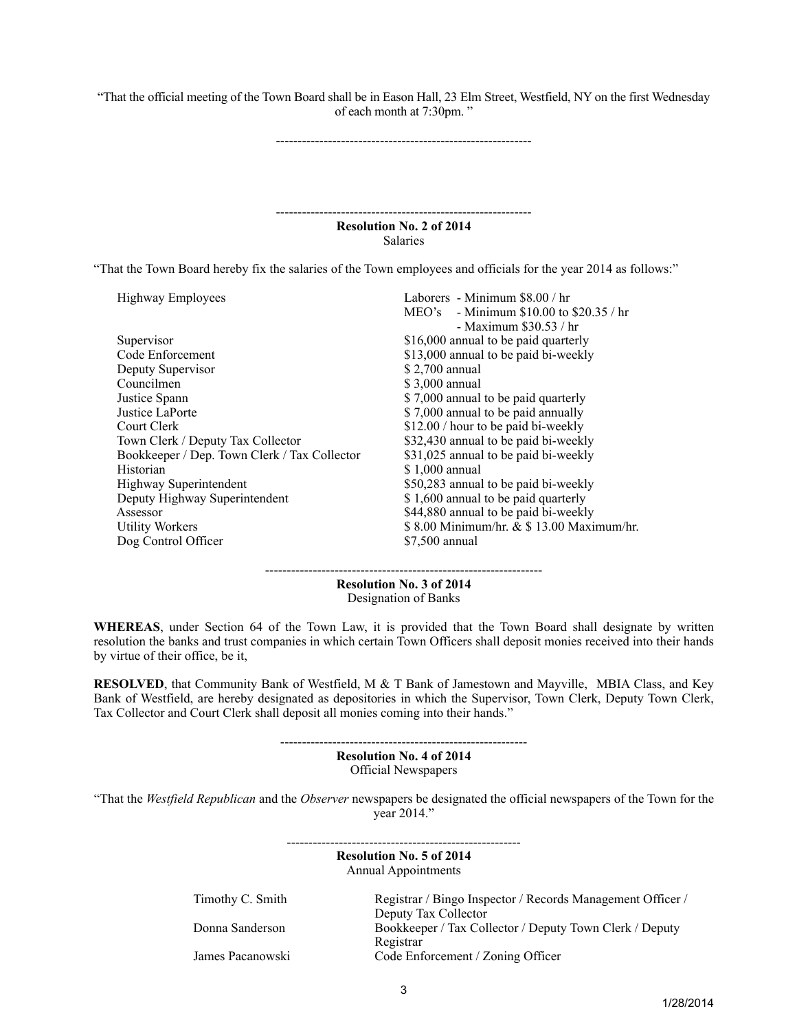"That the official meeting of the Town Board shall be in Eason Hall, 23 Elm Street, Westfield, NY on the first Wednesday of each month at 7:30pm. "

---

---

**Resolution No. 2 of 2014**
Salaries

"That the Town Board hereby fix the salaries of the Town employees and officials for the year 2014 as follows:"

| | |
|---|---|
| Highway Employees | Laborers - Minimum $8.00 / hr<br>MEO's - Minimum $10.00 to $20.35 / hr<br>- Maximum $30.53 / hr |
| Supervisor | $16,000 annual to be paid quarterly |
| Code Enforcement | $13,000 annual to be paid bi-weekly |
| Deputy Supervisor | $ 2,700 annual |
| Councilmen | $ 3,000 annual |
| Justice Spann | $ 7,000 annual to be paid quarterly |
| Justice LaPorte | $ 7,000 annual to be paid annually |
| Court Clerk | $12.00 / hour to be paid bi-weekly |
| Town Clerk / Deputy Tax Collector | $32,430 annual to be paid bi-weekly |
| Bookkeeper / Dep. Town Clerk / Tax Collector | $31,025 annual to be paid bi-weekly |
| Historian | $ 1,000 annual |
| Highway Superintendent | $50,283 annual to be paid bi-weekly |
| Deputy Highway Superintendent | $ 1,600 annual to be paid quarterly |
| Assessor | $44,880 annual to be paid bi-weekly |
| Utility Workers | $ 8.00 Minimum/hr. & $ 13.00 Maximum/hr. |
| Dog Control Officer | $7,500 annual |

---

**Resolution No. 3 of 2014**
Designation of Banks

**WHEREAS**, under Section 64 of the Town Law, it is provided that the Town Board shall designate by written resolution the banks and trust companies in which certain Town Officers shall deposit monies received into their hands by virtue of their office, be it,

**RESOLVED**, that Community Bank of Westfield, M & T Bank of Jamestown and Mayville, MBIA Class, and Key Bank of Westfield, are hereby designated as depositories in which the Supervisor, Town Clerk, Deputy Town Clerk, Tax Collector and Court Clerk shall deposit all monies coming into their hands."

---

**Resolution No. 4 of 2014**
Official Newspapers

"That the *Westfield Republican* and the *Observer* newspapers be designated the official newspapers of the Town for the year 2014."

---

**Resolution No. 5 of 2014**
Annual Appointments

| | |
|---|---|
| Timothy C. Smith | Registrar / Bingo Inspector / Records Management Officer / Deputy Tax Collector |
| Donna Sanderson | Bookkeeper / Tax Collector / Deputy Town Clerk / Deputy Registrar |
| James Pacanowski | Code Enforcement / Zoning Officer |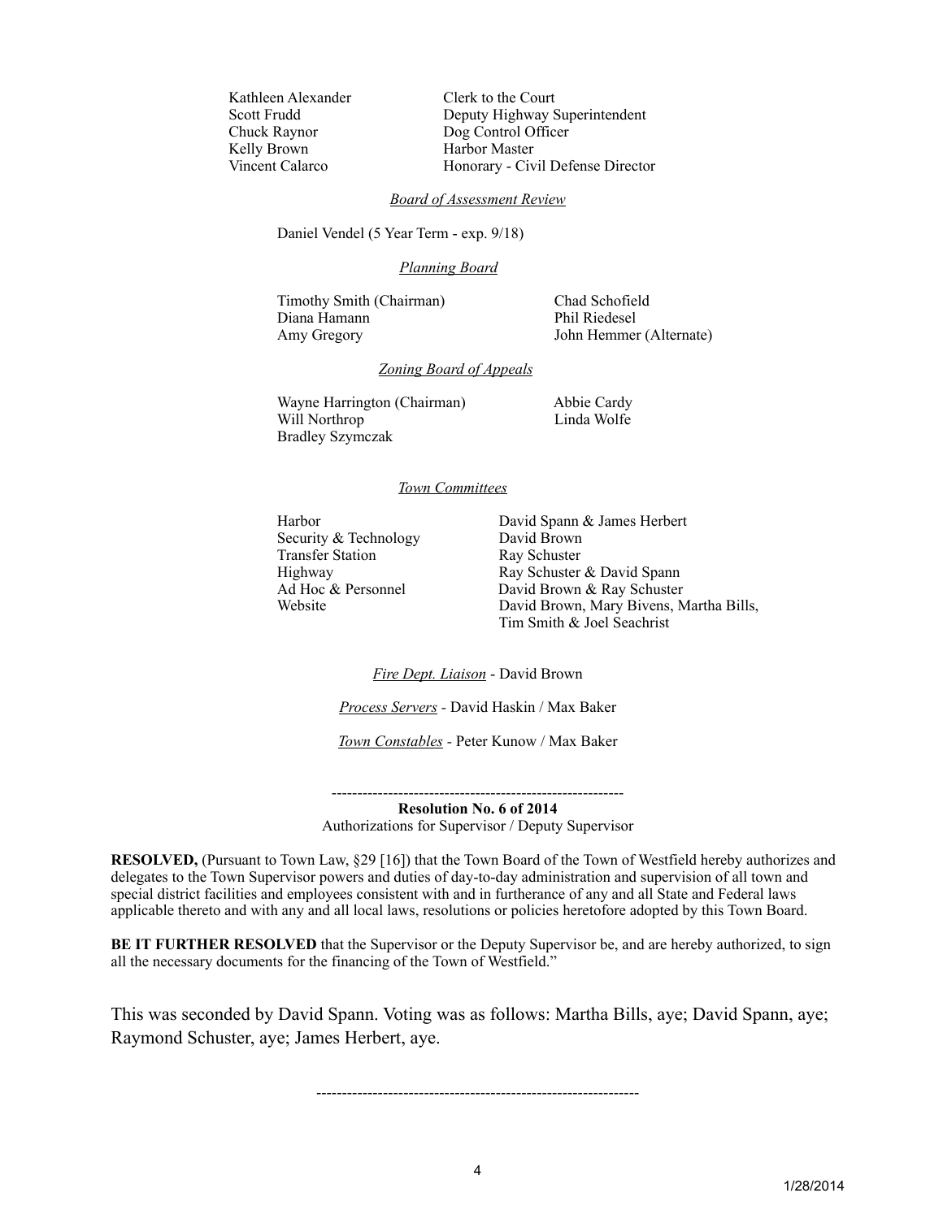| | |
|---|---|
| Kathleen Alexander | Clerk to the Court |
| Scott Frudd | Deputy Highway Superintendent |
| Chuck Raynor | Dog Control Officer |
| Kelly Brown | Harbor Master |
| Vincent Calarco | Honorary - Civil Defense Director |

*Board of Assessment Review*

Daniel Vendel (5 Year Term - exp. 9/18)

*Planning Board*

| | |
|---|---|
| Timothy Smith (Chairman) | Chad Schofield |
| Diana Hamann | Phil Riedesel |
| Amy Gregory | John Hemmer (Alternate) |

*Zoning Board of Appeals*

| | |
|---|---|
| Wayne Harrington (Chairman) | Abbie Cardy |
| Will Northrop | Linda Wolfe |
| Bradley Szymczak | |

*Town Committees*

| | |
|---|---|
| Harbor | David Spann & James Herbert |
| Security & Technology | David Brown |
| Transfer Station | Ray Schuster |
| Highway | Ray Schuster & David Spann |
| Ad Hoc & Personnel | David Brown & Ray Schuster |
| Website | David Brown, Mary Bivens, Martha Bills, Tim Smith & Joel Seachrist |

*Fire Dept. Liaison* - David Brown

*Process Servers* - David Haskin / Max Baker

*Town Constables* - Peter Kunow / Max Baker

---

**Resolution No. 6 of 2014**
Authorizations for Supervisor / Deputy Supervisor

**RESOLVED,** (Pursuant to Town Law, §29 [16]) that the Town Board of the Town of Westfield hereby authorizes and delegates to the Town Supervisor powers and duties of day-to-day administration and supervision of all town and special district facilities and employees consistent with and in furtherance of any and all State and Federal laws applicable thereto and with any and all local laws, resolutions or policies heretofore adopted by this Town Board.

**BE IT FURTHER RESOLVED** that the Supervisor or the Deputy Supervisor be, and are hereby authorized, to sign all the necessary documents for the financing of the Town of Westfield."

This was seconded by David Spann. Voting was as follows: Martha Bills, aye; David Spann, aye; Raymond Schuster, aye; James Herbert, aye.

---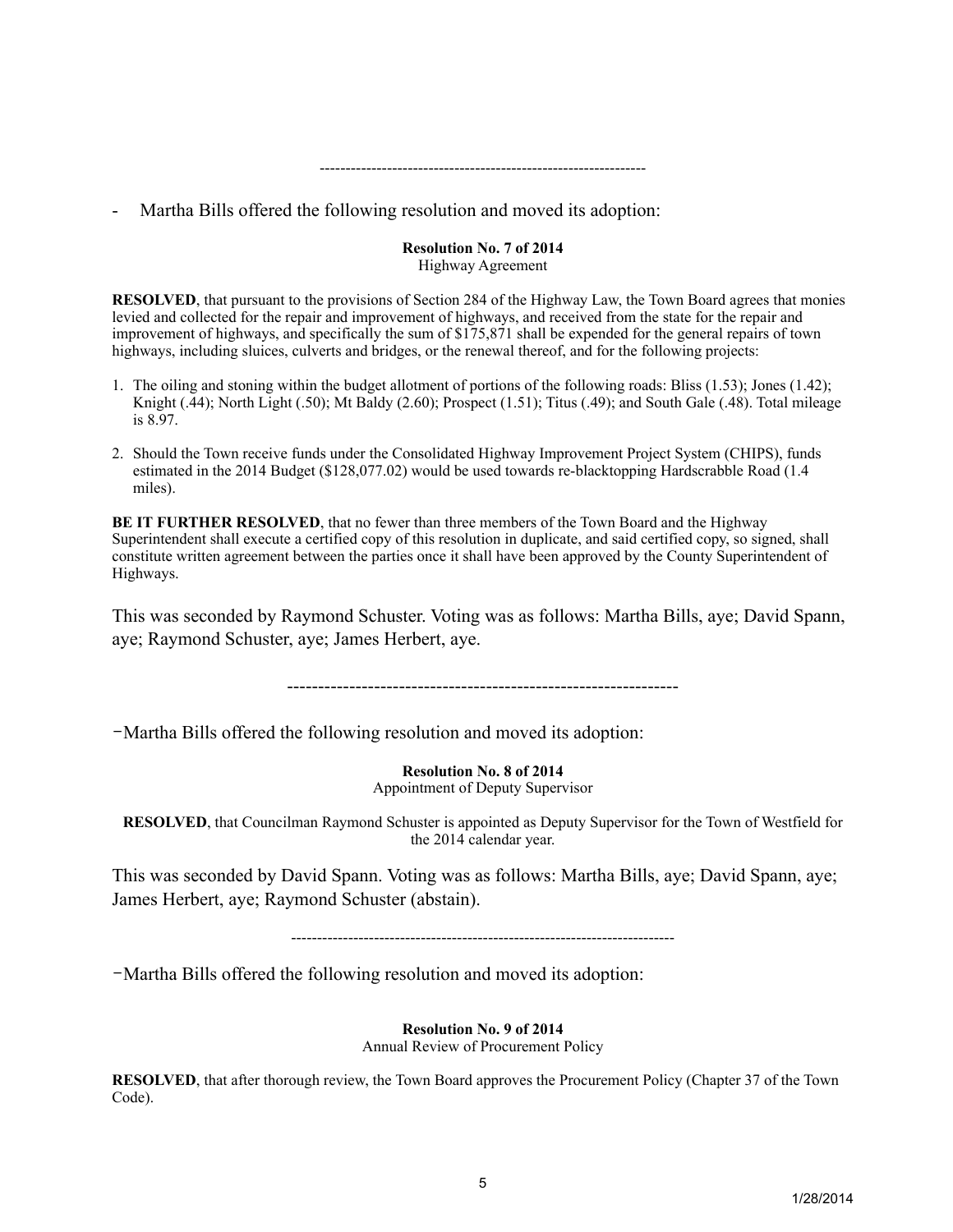---------------------------------------------------------------

- Martha Bills offered the following resolution and moved its adoption:

**Resolution No. 7 of 2014**
Highway Agreement

**RESOLVED**, that pursuant to the provisions of Section 284 of the Highway Law, the Town Board agrees that monies levied and collected for the repair and improvement of highways, and received from the state for the repair and improvement of highways, and specifically the sum of $175,871 shall be expended for the general repairs of town highways, including sluices, culverts and bridges, or the renewal thereof, and for the following projects:

1. The oiling and stoning within the budget allotment of portions of the following roads: Bliss (1.53); Jones (1.42); Knight (.44); North Light (.50); Mt Baldy (2.60); Prospect (1.51); Titus (.49); and South Gale (.48). Total mileage is 8.97.

2. Should the Town receive funds under the Consolidated Highway Improvement Project System (CHIPS), funds estimated in the 2014 Budget ($128,077.02) would be used towards re-blacktopping Hardscrabble Road (1.4 miles).

**BE IT FURTHER RESOLVED**, that no fewer than three members of the Town Board and the Highway Superintendent shall execute a certified copy of this resolution in duplicate, and said certified copy, so signed, shall constitute written agreement between the parties once it shall have been approved by the County Superintendent of Highways.

This was seconded by Raymond Schuster. Voting was as follows: Martha Bills, aye; David Spann, aye; Raymond Schuster, aye; James Herbert, aye.

---------------------------------------------------------------

-Martha Bills offered the following resolution and moved its adoption:

**Resolution No. 8 of 2014**
Appointment of Deputy Supervisor

**RESOLVED**, that Councilman Raymond Schuster is appointed as Deputy Supervisor for the Town of Westfield for the 2014 calendar year.

This was seconded by David Spann. Voting was as follows: Martha Bills, aye; David Spann, aye; James Herbert, aye; Raymond Schuster (abstain).

---------------------------------------------------------------------------

-Martha Bills offered the following resolution and moved its adoption:

**Resolution No. 9 of 2014**
Annual Review of Procurement Policy

**RESOLVED**, that after thorough review, the Town Board approves the Procurement Policy (Chapter 37 of the Town Code).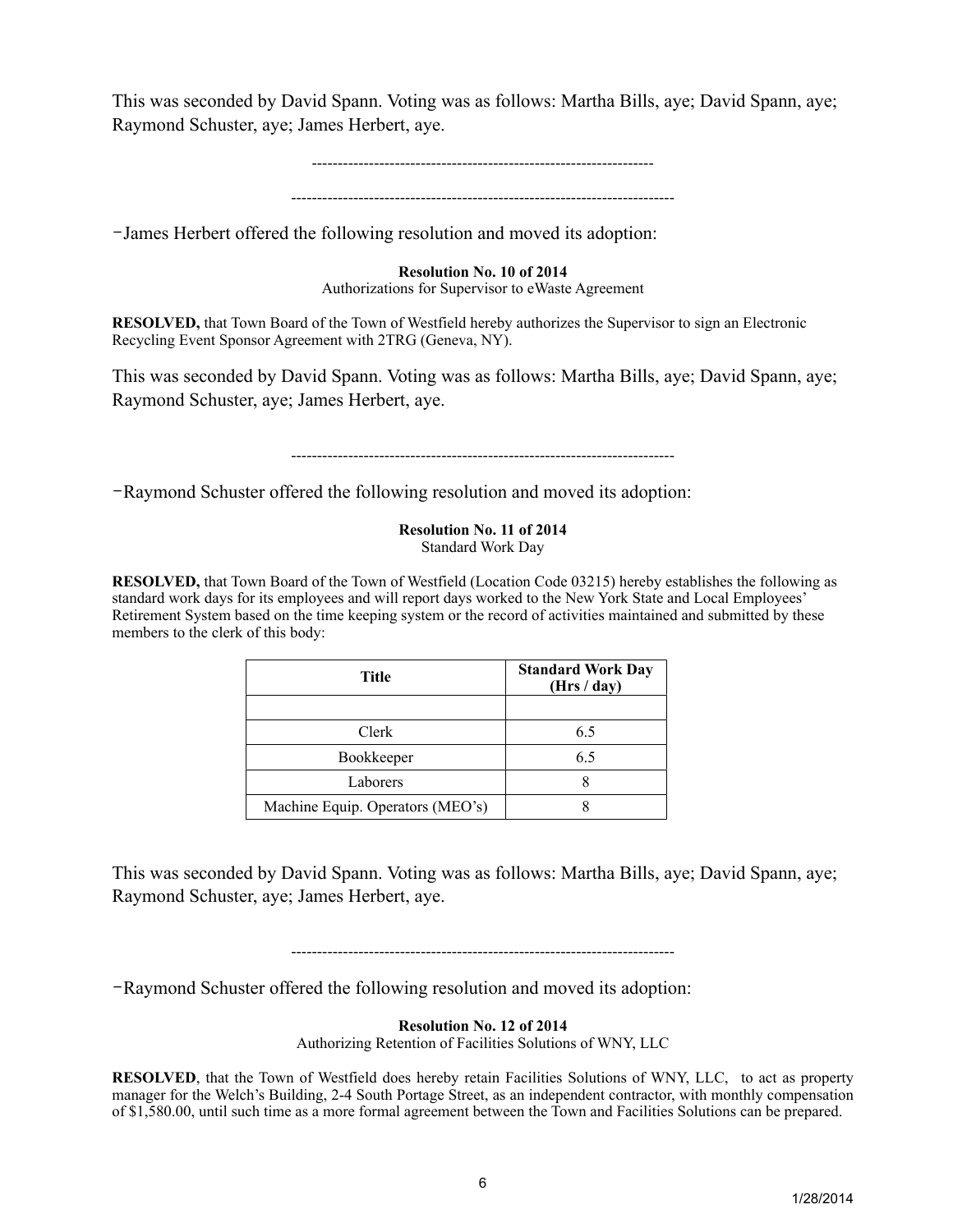This was seconded by David Spann. Voting was as follows: Martha Bills, aye; David Spann, aye; Raymond Schuster, aye; James Herbert, aye.

-----------------------------------------------------------------

--------------------------------------------------------------------------

-James Herbert offered the following resolution and moved its adoption:

**Resolution No. 10 of 2014**
Authorizations for Supervisor to eWaste Agreement

**RESOLVED,** that Town Board of the Town of Westfield hereby authorizes the Supervisor to sign an Electronic Recycling Event Sponsor Agreement with 2TRG (Geneva, NY).

This was seconded by David Spann. Voting was as follows: Martha Bills, aye; David Spann, aye; Raymond Schuster, aye; James Herbert, aye.

--------------------------------------------------------------------------

-Raymond Schuster offered the following resolution and moved its adoption:

**Resolution No. 11 of 2014**
Standard Work Day

**RESOLVED,** that Town Board of the Town of Westfield (Location Code 03215) hereby establishes the following as standard work days for its employees and will report days worked to the New York State and Local Employees' Retirement System based on the time keeping system or the record of activities maintained and submitted by these members to the clerk of this body:

| Title | Standard Work Day (Hrs / day) |
|---|---|
| | |
| Clerk | 6.5 |
| Bookkeeper | 6.5 |
| Laborers | 8 |
| Machine Equip. Operators (MEO's) | 8 |

This was seconded by David Spann. Voting was as follows: Martha Bills, aye; David Spann, aye; Raymond Schuster, aye; James Herbert, aye.

--------------------------------------------------------------------------

-Raymond Schuster offered the following resolution and moved its adoption:

**Resolution No. 12 of 2014**
Authorizing Retention of Facilities Solutions of WNY, LLC

**RESOLVED**, that the Town of Westfield does hereby retain Facilities Solutions of WNY, LLC, to act as property manager for the Welch's Building, 2-4 South Portage Street, as an independent contractor, with monthly compensation of $1,580.00, until such time as a more formal agreement between the Town and Facilities Solutions can be prepared.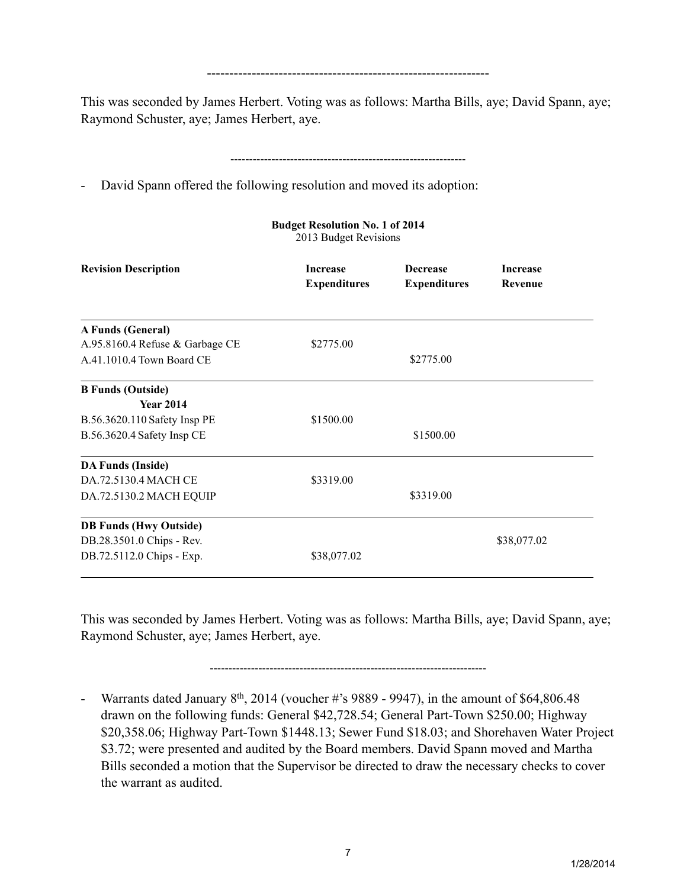---------------------------------------------------------------

This was seconded by James Herbert. Voting was as follows: Martha Bills, aye; David Spann, aye; Raymond Schuster, aye; James Herbert, aye.

---------------------------------------------------------------

- David Spann offered the following resolution and moved its adoption:

**Budget Resolution No. 1 of 2014**
2013 Budget Revisions

| Revision Description | Increase Expenditures | Decrease Expenditures | Increase Revenue |
|---|---|---|---|
| **A Funds (General)** | | | |
| A.95.8160.4 Refuse & Garbage CE | $2775.00 | | |
| A.41.1010.4 Town Board CE | | $2775.00 | |
| **B Funds (Outside)** | | | |
| **Year 2014** | | | |
| B.56.3620.110 Safety Insp PE | $1500.00 | | |
| B.56.3620.4 Safety Insp CE | | $1500.00 | |
| **DA Funds (Inside)** | | | |
| DA.72.5130.4 MACH CE | $3319.00 | | |
| DA.72.5130.2 MACH EQUIP | | $3319.00 | |
| **DB Funds (Hwy Outside)** | | | |
| DB.28.3501.0 Chips - Rev. | | | $38,077.02 |
| DB.72.5112.0 Chips - Exp. | $38,077.02 | | |

This was seconded by James Herbert. Voting was as follows: Martha Bills, aye; David Spann, aye; Raymond Schuster, aye; James Herbert, aye.

---------------------------------------------------------------

- Warrants dated January 8th, 2014 (voucher #'s 9889 - 9947), in the amount of $64,806.48 drawn on the following funds: General $42,728.54; General Part-Town $250.00; Highway $20,358.06; Highway Part-Town $1448.13; Sewer Fund $18.03; and Shorehaven Water Project $3.72; were presented and audited by the Board members. David Spann moved and Martha Bills seconded a motion that the Supervisor be directed to draw the necessary checks to cover the warrant as audited.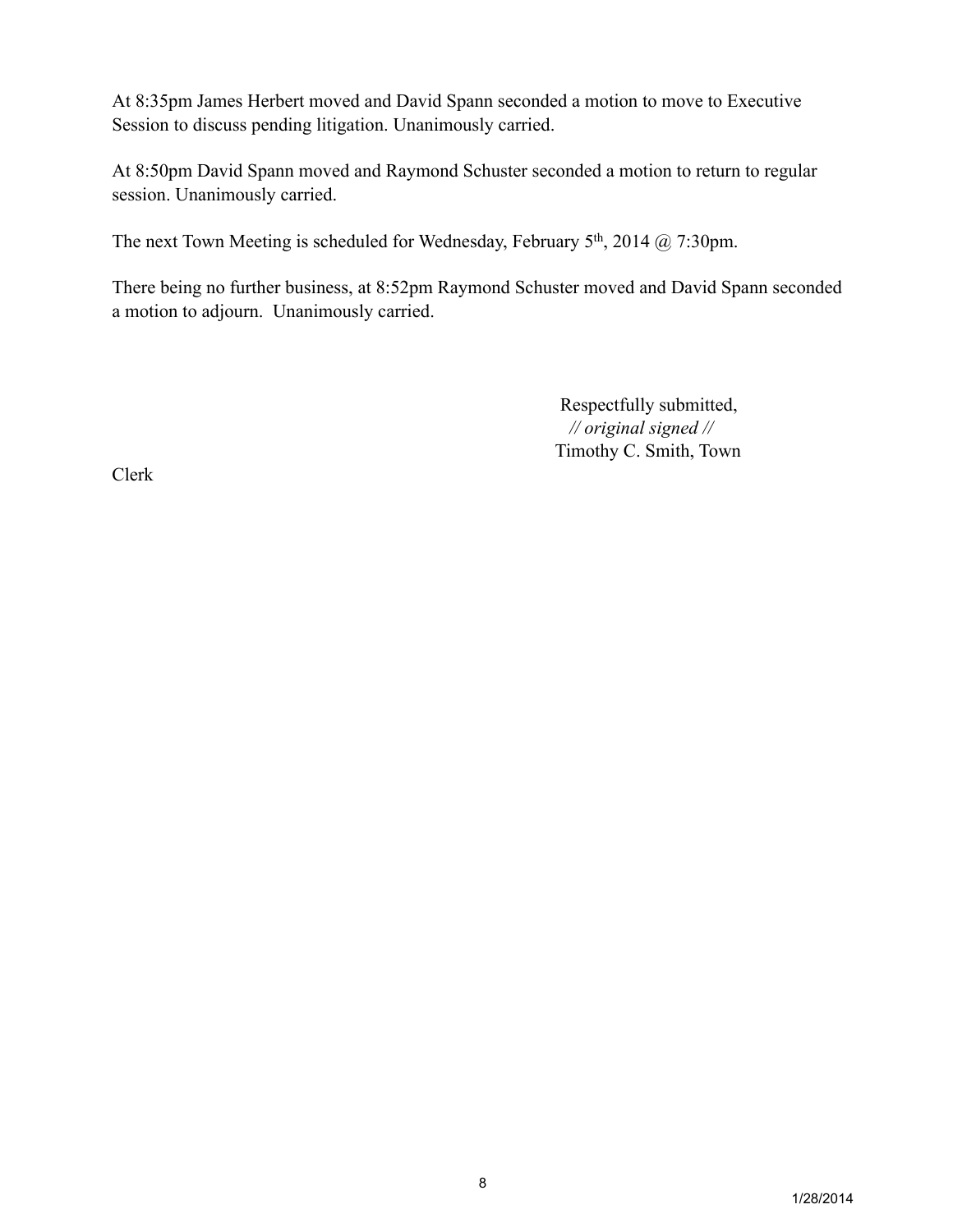At 8:35pm James Herbert moved and David Spann seconded a motion to move to Executive Session to discuss pending litigation. Unanimously carried.

At 8:50pm David Spann moved and Raymond Schuster seconded a motion to return to regular session. Unanimously carried.

The next Town Meeting is scheduled for Wednesday, February 5th, 2014 @ 7:30pm.

There being no further business, at 8:52pm Raymond Schuster moved and David Spann seconded a motion to adjourn. Unanimously carried.

Respectfully submitted,
*// original signed //*
Timothy C. Smith, Town Clerk